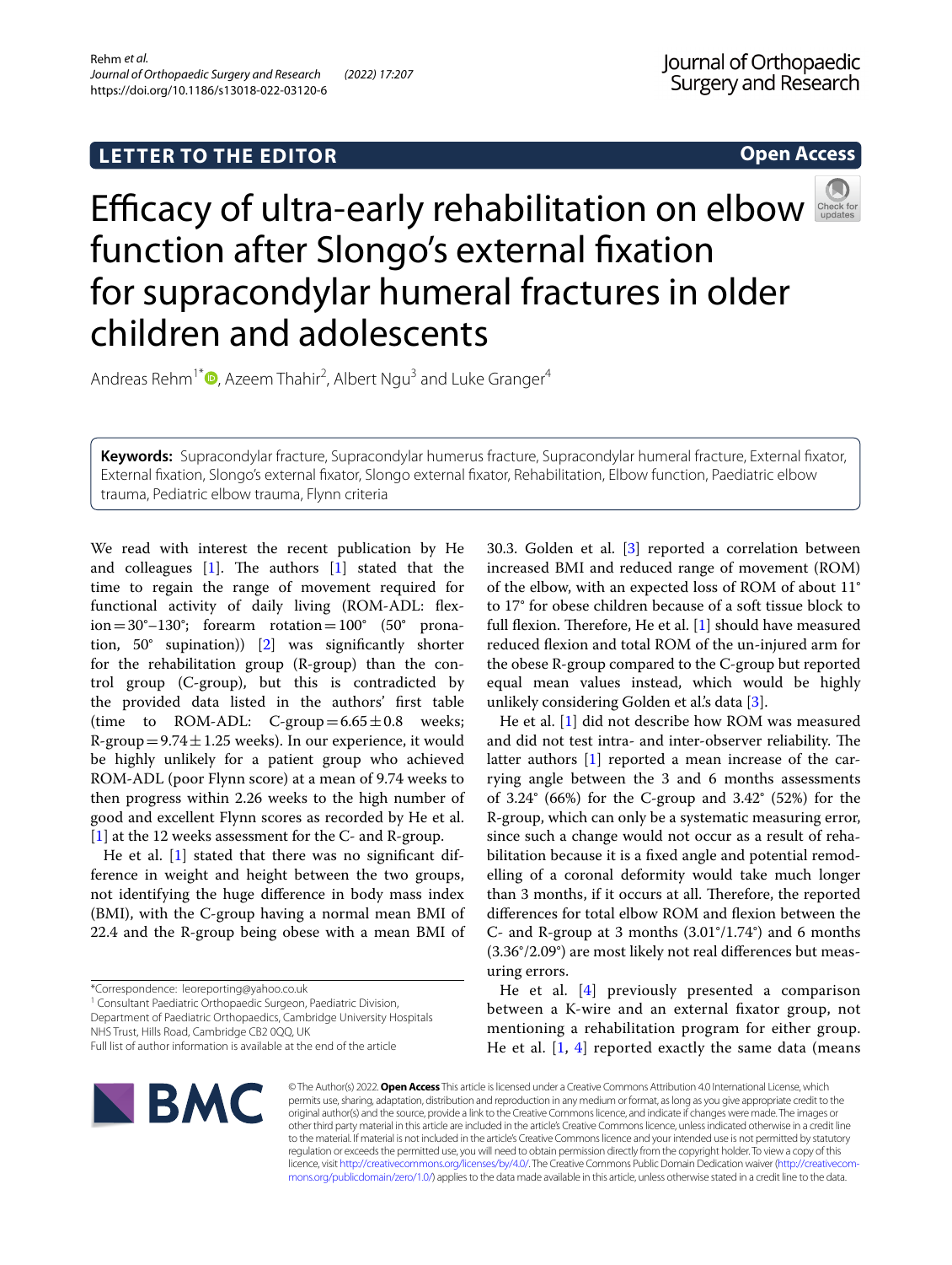LETTER TO THE EDITOR

Open Access

# Efficacy of ultra-early rehabilitation on elbow function after Slongo's external fixation for supracondylar humeral fractures in older children and adolescents

Andreas Rehm[1*], Azeem Thahir[2], Albert Ngu[3] and Luke Granger[4]

**Keywords:** Supracondylar fracture, Supracondylar humerus fracture, Supracondylar humeral fracture, External fixator, External fixation, Slongo's external fixator, Slongo external fixator, Rehabilitation, Elbow function, Paediatric elbow trauma, Pediatric elbow trauma, Flynn criteria

We read with interest the recent publication by He and colleagues [1]. The authors [1] stated that the time to regain the range of movement required for functional activity of daily living (ROM-ADL: flexion = 30°–130°; forearm rotation = 100° (50° pronation, 50° supination)) [2] was significantly shorter for the rehabilitation group (R-group) than the control group (C-group), but this is contradicted by the provided data listed in the authors' first table (time to ROM-ADL: C-group = 6.65 ± 0.8 weeks; R-group = 9.74 ± 1.25 weeks). In our experience, it would be highly unlikely for a patient group who achieved ROM-ADL (poor Flynn score) at a mean of 9.74 weeks to then progress within 2.26 weeks to the high number of good and excellent Flynn scores as recorded by He et al. [1] at the 12 weeks assessment for the C- and R-group.

He et al. [1] stated that there was no significant difference in weight and height between the two groups, not identifying the huge difference in body mass index (BMI), with the C-group having a normal mean BMI of 22.4 and the R-group being obese with a mean BMI of 30.3. Golden et al. [3] reported a correlation between increased BMI and reduced range of movement (ROM) of the elbow, with an expected loss of ROM of about 11° to 17° for obese children because of a soft tissue block to full flexion. Therefore, He et al. [1] should have measured reduced flexion and total ROM of the un-injured arm for the obese R-group compared to the C-group but reported equal mean values instead, which would be highly unlikely considering Golden et al.'s data [3].

He et al. [1] did not describe how ROM was measured and did not test intra- and inter-observer reliability. The latter authors [1] reported a mean increase of the carrying angle between the 3 and 6 months assessments of 3.24° (66%) for the C-group and 3.42° (52%) for the R-group, which can only be a systematic measuring error, since such a change would not occur as a result of rehabilitation because it is a fixed angle and potential remodelling of a coronal deformity would take much longer than 3 months, if it occurs at all. Therefore, the reported differences for total elbow ROM and flexion between the C- and R-group at 3 months (3.01°/1.74°) and 6 months (3.36°/2.09°) are most likely not real differences but measuring errors.

He et al. [4] previously presented a comparison between a K-wire and an external fixator group, not mentioning a rehabilitation program for either group. He et al. [1, 4] reported exactly the same data (means

*Correspondence: leoreporting@yahoo.co.uk
[1] Consultant Paediatric Orthopaedic Surgeon, Paediatric Division, Department of Paediatric Orthopaedics, Cambridge University Hospitals NHS Trust, Hills Road, Cambridge CB2 0QQ, UK
Full list of author information is available at the end of the article

© The Author(s) 2022. **Open Access** This article is licensed under a Creative Commons Attribution 4.0 International License, which permits use, sharing, adaptation, distribution and reproduction in any medium or format, as long as you give appropriate credit to the original author(s) and the source, provide a link to the Creative Commons licence, and indicate if changes were made. The images or other third party material in this article are included in the article's Creative Commons licence, unless indicated otherwise in a credit line to the material. If material is not included in the article's Creative Commons licence and your intended use is not permitted by statutory regulation or exceeds the permitted use, you will need to obtain permission directly from the copyright holder. To view a copy of this licence, visit http://creativecommons.org/licenses/by/4.0/. The Creative Commons Public Domain Dedication waiver (http://creativecommons.org/publicdomain/zero/1.0/) applies to the data made available in this article, unless otherwise stated in a credit line to the data.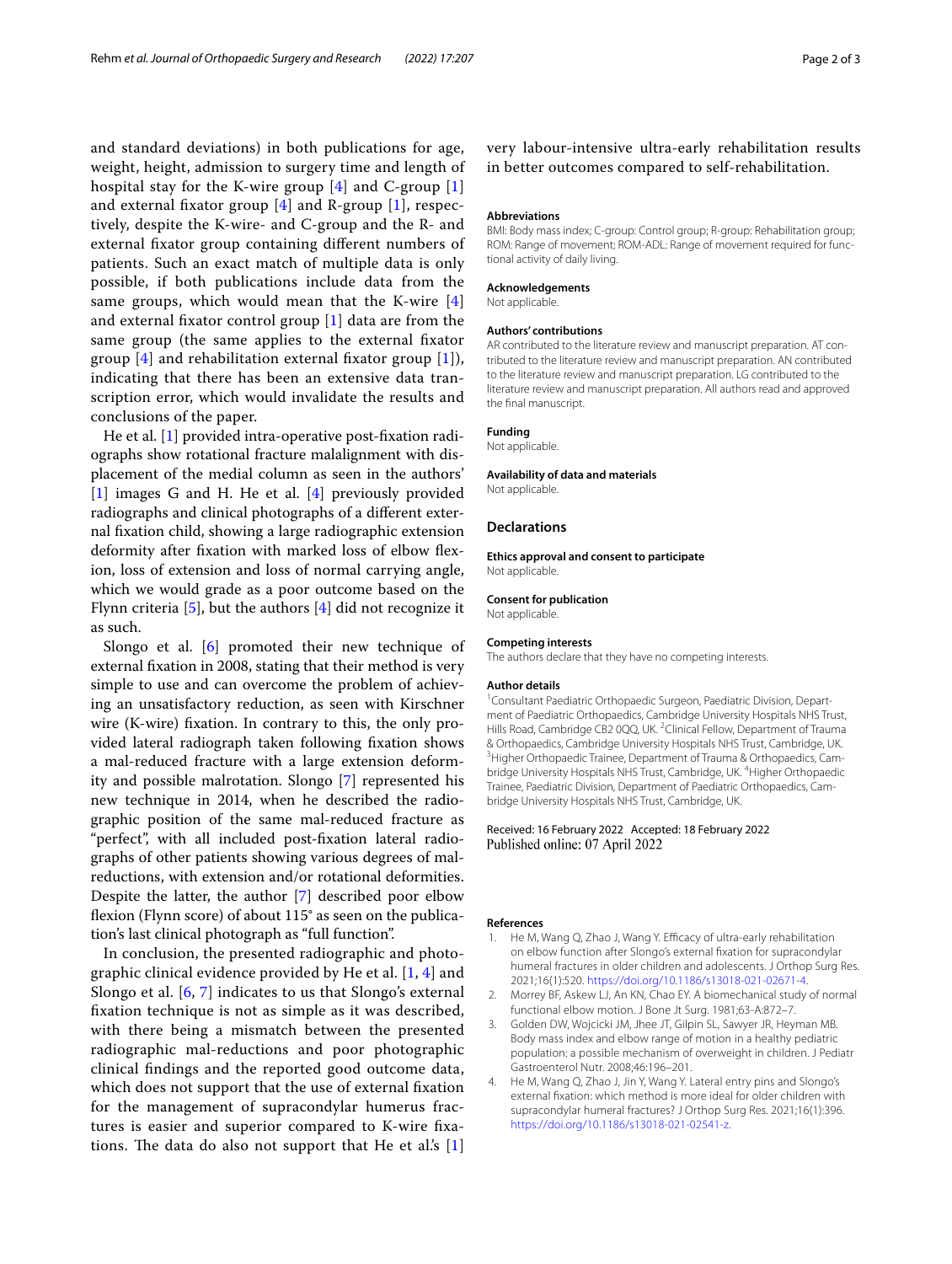and standard deviations) in both publications for age, weight, height, admission to surgery time and length of hospital stay for the K-wire group [4] and C-group [1] and external fixator group [4] and R-group [1], respectively, despite the K-wire- and C-group and the R- and external fixator group containing different numbers of patients. Such an exact match of multiple data is only possible, if both publications include data from the same groups, which would mean that the K-wire [4] and external fixator control group [1] data are from the same group (the same applies to the external fixator group [4] and rehabilitation external fixator group [1]), indicating that there has been an extensive data transcription error, which would invalidate the results and conclusions of the paper.

He et al. [1] provided intra-operative post-fixation radiographs show rotational fracture malalignment with displacement of the medial column as seen in the authors' [1] images G and H. He et al. [4] previously provided radiographs and clinical photographs of a different external fixation child, showing a large radiographic extension deformity after fixation with marked loss of elbow flexion, loss of extension and loss of normal carrying angle, which we would grade as a poor outcome based on the Flynn criteria [5], but the authors [4] did not recognize it as such.

Slongo et al. [6] promoted their new technique of external fixation in 2008, stating that their method is very simple to use and can overcome the problem of achieving an unsatisfactory reduction, as seen with Kirschner wire (K-wire) fixation. In contrary to this, the only provided lateral radiograph taken following fixation shows a mal-reduced fracture with a large extension deformity and possible malrotation. Slongo [7] represented his new technique in 2014, when he described the radiographic position of the same mal-reduced fracture as "perfect", with all included post-fixation lateral radiographs of other patients showing various degrees of malreductions, with extension and/or rotational deformities. Despite the latter, the author [7] described poor elbow flexion (Flynn score) of about 115° as seen on the publication's last clinical photograph as "full function".

In conclusion, the presented radiographic and photographic clinical evidence provided by He et al. [1, 4] and Slongo et al. [6, 7] indicates to us that Slongo's external fixation technique is not as simple as it was described, with there being a mismatch between the presented radiographic mal-reductions and poor photographic clinical findings and the reported good outcome data, which does not support that the use of external fixation for the management of supracondylar humerus fractures is easier and superior compared to K-wire fixations. The data do also not support that He et al.'s [1] very labour-intensive ultra-early rehabilitation results in better outcomes compared to self-rehabilitation.

#### Abbreviations
BMI: Body mass index; C-group: Control group; R-group: Rehabilitation group; ROM: Range of movement; ROM-ADL: Range of movement required for functional activity of daily living.

#### Acknowledgements
Not applicable.

#### Authors' contributions
AR contributed to the literature review and manuscript preparation. AT contributed to the literature review and manuscript preparation. AN contributed to the literature review and manuscript preparation. LG contributed to the literature review and manuscript preparation. All authors read and approved the final manuscript.

#### Funding
Not applicable.

#### Availability of data and materials
Not applicable.

### Declarations

#### Ethics approval and consent to participate
Not applicable.

#### Consent for publication
Not applicable.

#### Competing interests
The authors declare that they have no competing interests.

#### Author details
[1] Consultant Paediatric Orthopaedic Surgeon, Paediatric Division, Department of Paediatric Orthopaedics, Cambridge University Hospitals NHS Trust, Hills Road, Cambridge CB2 0QQ, UK. [2] Clinical Fellow, Department of Trauma & Orthopaedics, Cambridge University Hospitals NHS Trust, Cambridge, UK. [3] Higher Orthopaedic Trainee, Department of Trauma & Orthopaedics, Cambridge University Hospitals NHS Trust, Cambridge, UK. [4] Higher Orthopaedic Trainee, Paediatric Division, Department of Paediatric Orthopaedics, Cambridge University Hospitals NHS Trust, Cambridge, UK.

Received: 16 February 2022 Accepted: 18 February 2022
Published online: 07 April 2022

#### References
1. He M, Wang Q, Zhao J, Wang Y. Efficacy of ultra-early rehabilitation on elbow function after Slongo's external fixation for supracondylar humeral fractures in older children and adolescents. J Orthop Surg Res. 2021;16(1):520. https://doi.org/10.1186/s13018-021-02671-4.
2. Morrey BF, Askew LJ, An KN, Chao EY. A biomechanical study of normal functional elbow motion. J Bone Jt Surg. 1981;63-A:872–7.
3. Golden DW, Wojcicki JM, Jhee JT, Gilpin SL, Sawyer JR, Heyman MB. Body mass index and elbow range of motion in a healthy pediatric population: a possible mechanism of overweight in children. J Pediatr Gastroenterol Nutr. 2008;46:196–201.
4. He M, Wang Q, Zhao J, Jin Y, Wang Y. Lateral entry pins and Slongo's external fixation: which method is more ideal for older children with supracondylar humeral fractures? J Orthop Surg Res. 2021;16(1):396. https://doi.org/10.1186/s13018-021-02541-z.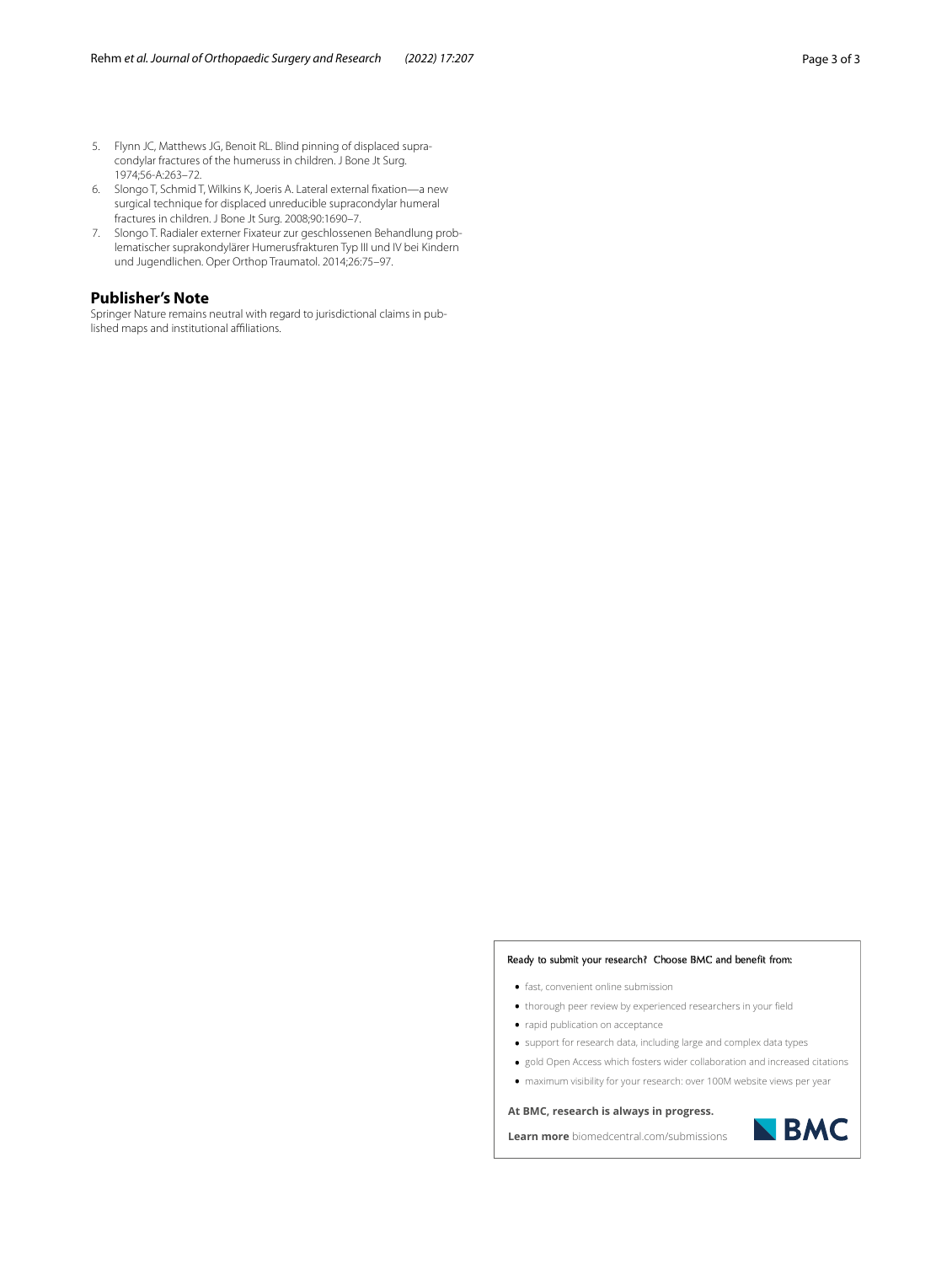5. Flynn JC, Matthews JG, Benoit RL. Blind pinning of displaced supracondylar fractures of the humeruss in children. J Bone Jt Surg. 1974;56-A:263–72.
6. Slongo T, Schmid T, Wilkins K, Joeris A. Lateral external fixation—a new surgical technique for displaced unreducible supracondylar humeral fractures in children. J Bone Jt Surg. 2008;90:1690–7.
7. Slongo T. Radialer externer Fixateur zur geschlossenen Behandlung problematischer suprakondylärer Humerusfrakturen Typ III und IV bei Kindern und Jugendlichen. Oper Orthop Traumatol. 2014;26:75–97.

## Publisher's Note

Springer Nature remains neutral with regard to jurisdictional claims in published maps and institutional affiliations.

Ready to submit your research? Choose BMC and benefit from:

- fast, convenient online submission
- thorough peer review by experienced researchers in your field
- rapid publication on acceptance
- support for research data, including large and complex data types
- gold Open Access which fosters wider collaboration and increased citations
- maximum visibility for your research: over 100M website views per year

**At BMC, research is always in progress.**

**Learn more** biomedcentral.com/submissions

BMC